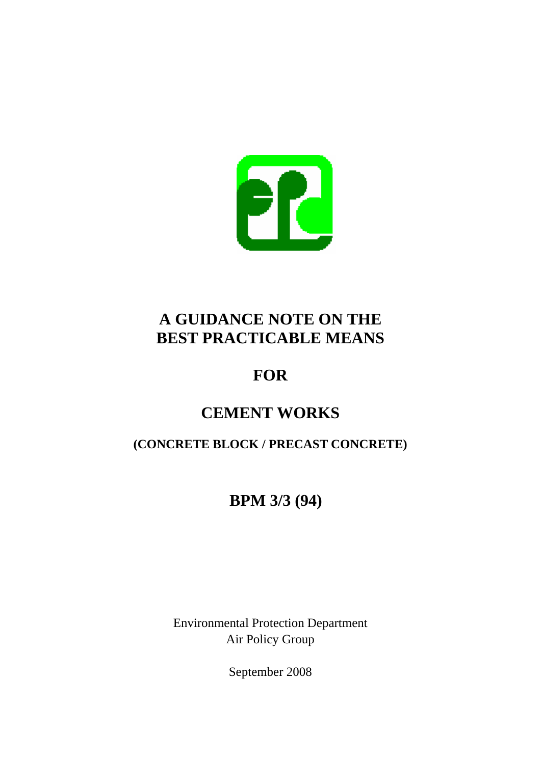# A GUIDANCE NOTE ON THE BEST PRACTICABLE MEANS

# FOR

# CEMENT WORKS

## (CONCRETE BLOCK / PRECAST CONCRETE)

## BPM 3/3 (94)

Environmental Protection Department
Air Policy Group

September 2008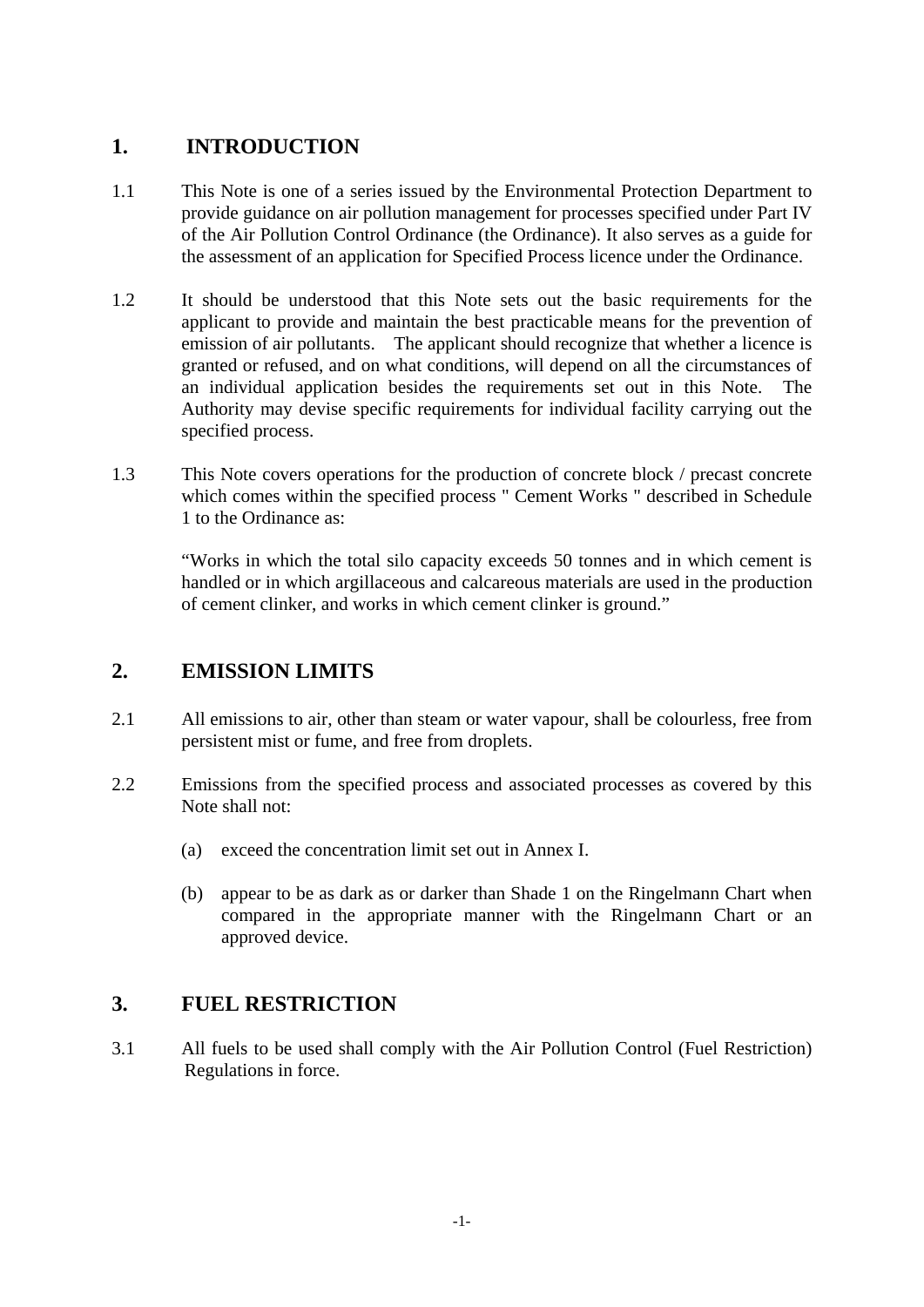## 1. INTRODUCTION

1.1 This Note is one of a series issued by the Environmental Protection Department to provide guidance on air pollution management for processes specified under Part IV of the Air Pollution Control Ordinance (the Ordinance). It also serves as a guide for the assessment of an application for Specified Process licence under the Ordinance.

1.2 It should be understood that this Note sets out the basic requirements for the applicant to provide and maintain the best practicable means for the prevention of emission of air pollutants. The applicant should recognize that whether a licence is granted or refused, and on what conditions, will depend on all the circumstances of an individual application besides the requirements set out in this Note. The Authority may devise specific requirements for individual facility carrying out the specified process.

1.3 This Note covers operations for the production of concrete block / precast concrete which comes within the specified process " Cement Works " described in Schedule 1 to the Ordinance as:

“Works in which the total silo capacity exceeds 50 tonnes and in which cement is handled or in which argillaceous and calcareous materials are used in the production of cement clinker, and works in which cement clinker is ground.”

## 2. EMISSION LIMITS

2.1 All emissions to air, other than steam or water vapour, shall be colourless, free from persistent mist or fume, and free from droplets.

2.2 Emissions from the specified process and associated processes as covered by this Note shall not:

(a) exceed the concentration limit set out in Annex I.

(b) appear to be as dark as or darker than Shade 1 on the Ringelmann Chart when compared in the appropriate manner with the Ringelmann Chart or an approved device.

## 3. FUEL RESTRICTION

3.1 All fuels to be used shall comply with the Air Pollution Control (Fuel Restriction) Regulations in force.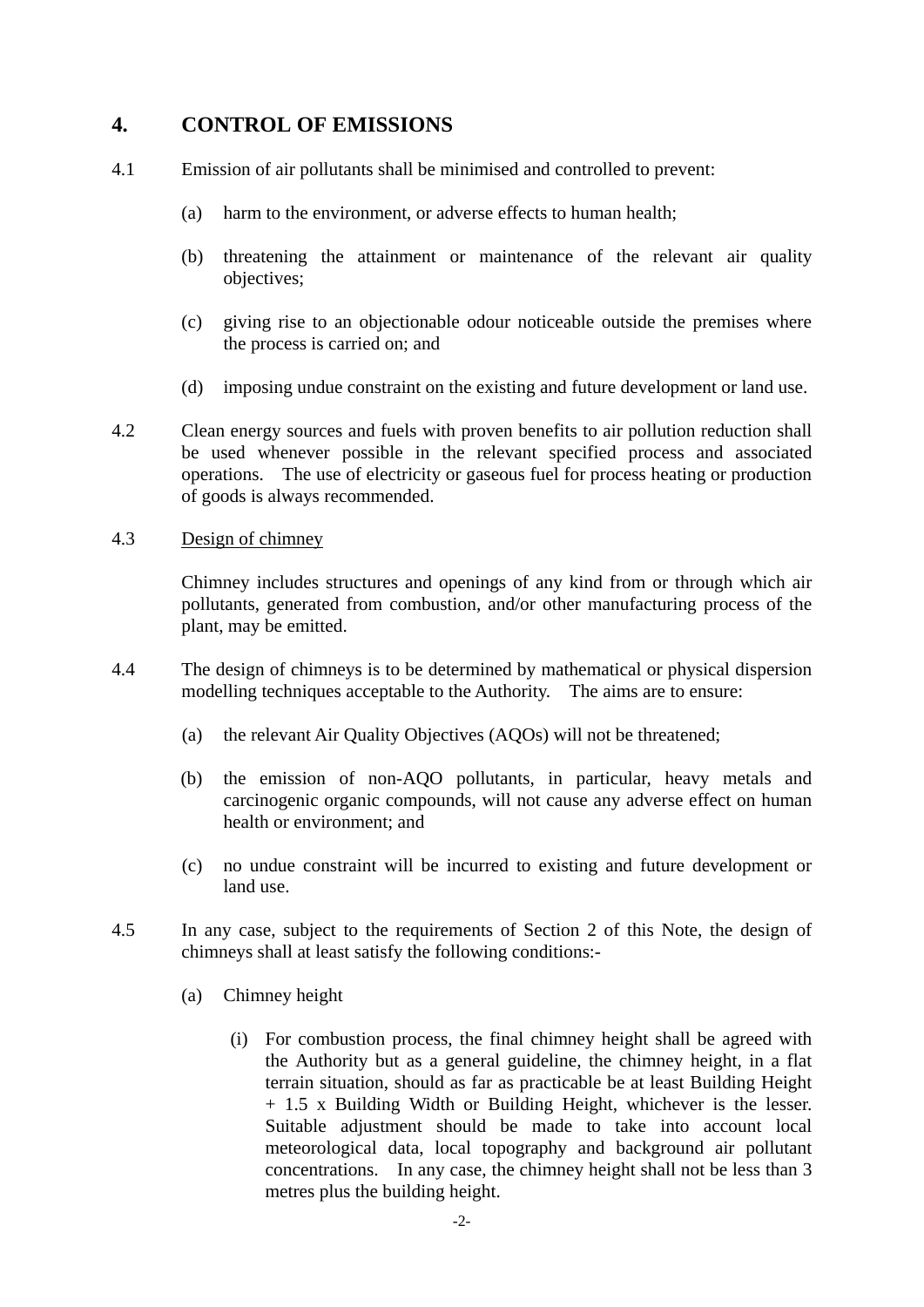## 4. CONTROL OF EMISSIONS

4.1 Emission of air pollutants shall be minimised and controlled to prevent:

(a) harm to the environment, or adverse effects to human health;

(b) threatening the attainment or maintenance of the relevant air quality objectives;

(c) giving rise to an objectionable odour noticeable outside the premises where the process is carried on; and

(d) imposing undue constraint on the existing and future development or land use.

4.2 Clean energy sources and fuels with proven benefits to air pollution reduction shall be used whenever possible in the relevant specified process and associated operations. The use of electricity or gaseous fuel for process heating or production of goods is always recommended.

4.3 Design of chimney

Chimney includes structures and openings of any kind from or through which air pollutants, generated from combustion, and/or other manufacturing process of the plant, may be emitted.

4.4 The design of chimneys is to be determined by mathematical or physical dispersion modelling techniques acceptable to the Authority. The aims are to ensure:

(a) the relevant Air Quality Objectives (AQOs) will not be threatened;

(b) the emission of non-AQO pollutants, in particular, heavy metals and carcinogenic organic compounds, will not cause any adverse effect on human health or environment; and

(c) no undue constraint will be incurred to existing and future development or land use.

4.5 In any case, subject to the requirements of Section 2 of this Note, the design of chimneys shall at least satisfy the following conditions:-

(a) Chimney height

(i) For combustion process, the final chimney height shall be agreed with the Authority but as a general guideline, the chimney height, in a flat terrain situation, should as far as practicable be at least Building Height + 1.5 x Building Width or Building Height, whichever is the lesser. Suitable adjustment should be made to take into account local meteorological data, local topography and background air pollutant concentrations. In any case, the chimney height shall not be less than 3 metres plus the building height.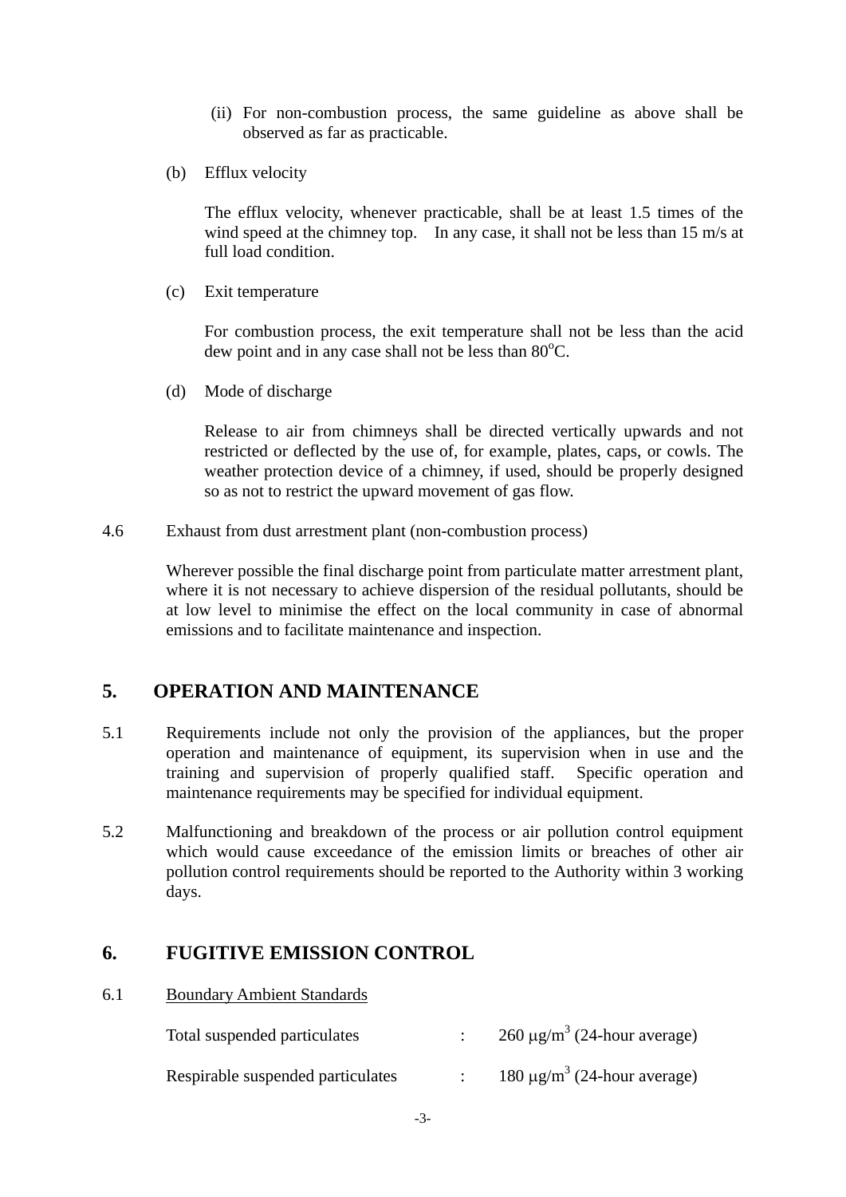(ii) For non-combustion process, the same guideline as above shall be observed as far as practicable.

(b) Efflux velocity

The efflux velocity, whenever practicable, shall be at least 1.5 times of the wind speed at the chimney top. In any case, it shall not be less than 15 m/s at full load condition.

(c) Exit temperature

For combustion process, the exit temperature shall not be less than the acid dew point and in any case shall not be less than 80$^{o}$C.

(d) Mode of discharge

Release to air from chimneys shall be directed vertically upwards and not restricted or deflected by the use of, for example, plates, caps, or cowls. The weather protection device of a chimney, if used, should be properly designed so as not to restrict the upward movement of gas flow.

4.6 Exhaust from dust arrestment plant (non-combustion process)

Wherever possible the final discharge point from particulate matter arrestment plant, where it is not necessary to achieve dispersion of the residual pollutants, should be at low level to minimise the effect on the local community in case of abnormal emissions and to facilitate maintenance and inspection.

## 5. OPERATION AND MAINTENANCE

5.1 Requirements include not only the provision of the appliances, but the proper operation and maintenance of equipment, its supervision when in use and the training and supervision of properly qualified staff. Specific operation and maintenance requirements may be specified for individual equipment.

5.2 Malfunctioning and breakdown of the process or air pollution control equipment which would cause exceedance of the emission limits or breaches of other air pollution control requirements should be reported to the Authority within 3 working days.

## 6. FUGITIVE EMISSION CONTROL

6.1 Boundary Ambient Standards

| | | |
|---|---|---|
| Total suspended particulates | : | 260 $\mu g/m^3$ (24-hour average) |
| Respirable suspended particulates | : | 180 $\mu g/m^3$ (24-hour average) |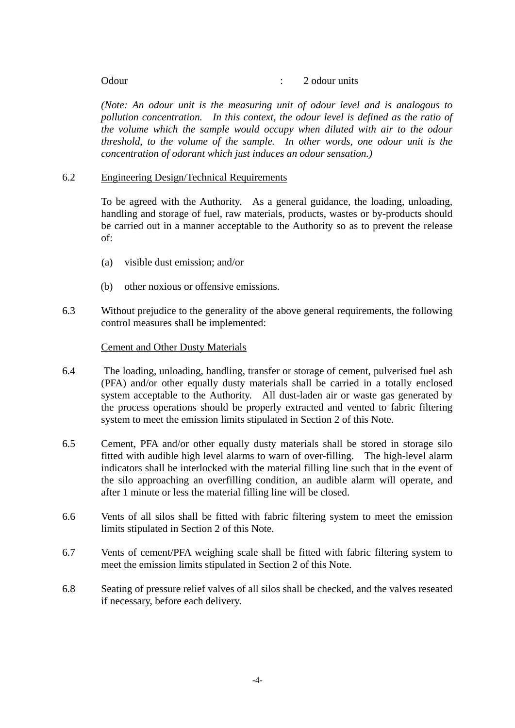Odour : 2 odour units

*(Note: An odour unit is the measuring unit of odour level and is analogous to pollution concentration. In this context, the odour level is defined as the ratio of the volume which the sample would occupy when diluted with air to the odour threshold, to the volume of the sample. In other words, one odour unit is the concentration of odorant which just induces an odour sensation.)*

6.2 Engineering Design/Technical Requirements

To be agreed with the Authority. As a general guidance, the loading, unloading, handling and storage of fuel, raw materials, products, wastes or by-products should be carried out in a manner acceptable to the Authority so as to prevent the release of:

(a) visible dust emission; and/or

(b) other noxious or offensive emissions.

6.3 Without prejudice to the generality of the above general requirements, the following control measures shall be implemented:

Cement and Other Dusty Materials

6.4 The loading, unloading, handling, transfer or storage of cement, pulverised fuel ash (PFA) and/or other equally dusty materials shall be carried in a totally enclosed system acceptable to the Authority. All dust-laden air or waste gas generated by the process operations should be properly extracted and vented to fabric filtering system to meet the emission limits stipulated in Section 2 of this Note.

6.5 Cement, PFA and/or other equally dusty materials shall be stored in storage silo fitted with audible high level alarms to warn of over-filling. The high-level alarm indicators shall be interlocked with the material filling line such that in the event of the silo approaching an overfilling condition, an audible alarm will operate, and after 1 minute or less the material filling line will be closed.

6.6 Vents of all silos shall be fitted with fabric filtering system to meet the emission limits stipulated in Section 2 of this Note.

6.7 Vents of cement/PFA weighing scale shall be fitted with fabric filtering system to meet the emission limits stipulated in Section 2 of this Note.

6.8 Seating of pressure relief valves of all silos shall be checked, and the valves reseated if necessary, before each delivery.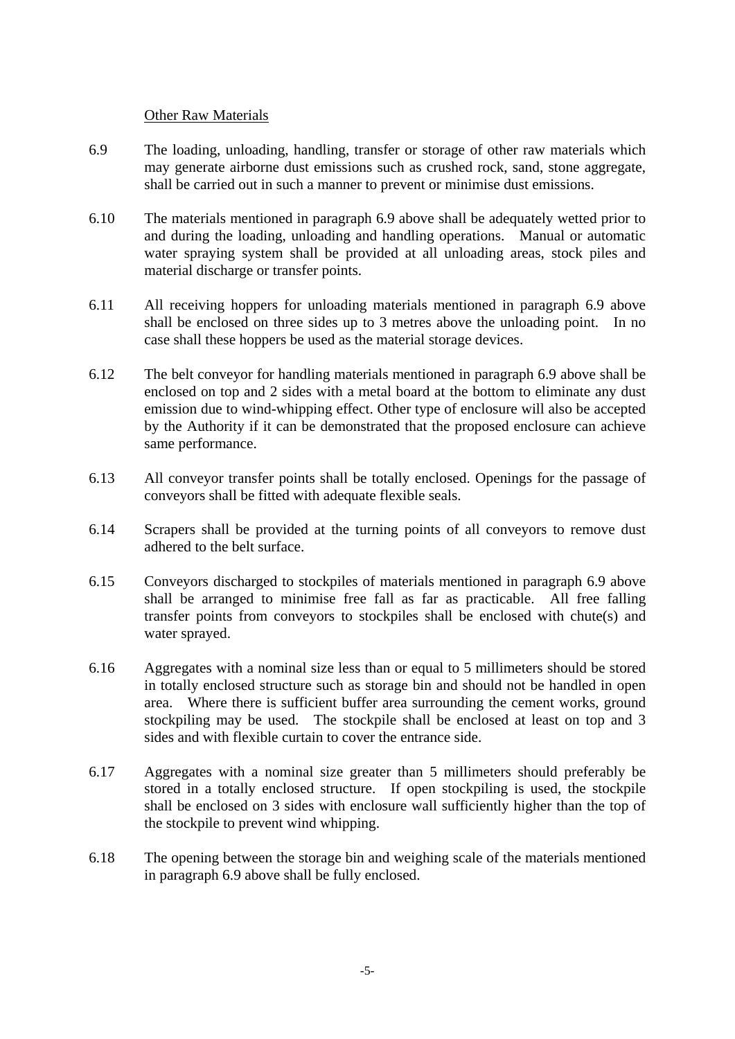Other Raw Materials

6.9 The loading, unloading, handling, transfer or storage of other raw materials which may generate airborne dust emissions such as crushed rock, sand, stone aggregate, shall be carried out in such a manner to prevent or minimise dust emissions.

6.10 The materials mentioned in paragraph 6.9 above shall be adequately wetted prior to and during the loading, unloading and handling operations. Manual or automatic water spraying system shall be provided at all unloading areas, stock piles and material discharge or transfer points.

6.11 All receiving hoppers for unloading materials mentioned in paragraph 6.9 above shall be enclosed on three sides up to 3 metres above the unloading point. In no case shall these hoppers be used as the material storage devices.

6.12 The belt conveyor for handling materials mentioned in paragraph 6.9 above shall be enclosed on top and 2 sides with a metal board at the bottom to eliminate any dust emission due to wind-whipping effect. Other type of enclosure will also be accepted by the Authority if it can be demonstrated that the proposed enclosure can achieve same performance.

6.13 All conveyor transfer points shall be totally enclosed. Openings for the passage of conveyors shall be fitted with adequate flexible seals.

6.14 Scrapers shall be provided at the turning points of all conveyors to remove dust adhered to the belt surface.

6.15 Conveyors discharged to stockpiles of materials mentioned in paragraph 6.9 above shall be arranged to minimise free fall as far as practicable. All free falling transfer points from conveyors to stockpiles shall be enclosed with chute(s) and water sprayed.

6.16 Aggregates with a nominal size less than or equal to 5 millimeters should be stored in totally enclosed structure such as storage bin and should not be handled in open area. Where there is sufficient buffer area surrounding the cement works, ground stockpiling may be used. The stockpile shall be enclosed at least on top and 3 sides and with flexible curtain to cover the entrance side.

6.17 Aggregates with a nominal size greater than 5 millimeters should preferably be stored in a totally enclosed structure. If open stockpiling is used, the stockpile shall be enclosed on 3 sides with enclosure wall sufficiently higher than the top of the stockpile to prevent wind whipping.

6.18 The opening between the storage bin and weighing scale of the materials mentioned in paragraph 6.9 above shall be fully enclosed.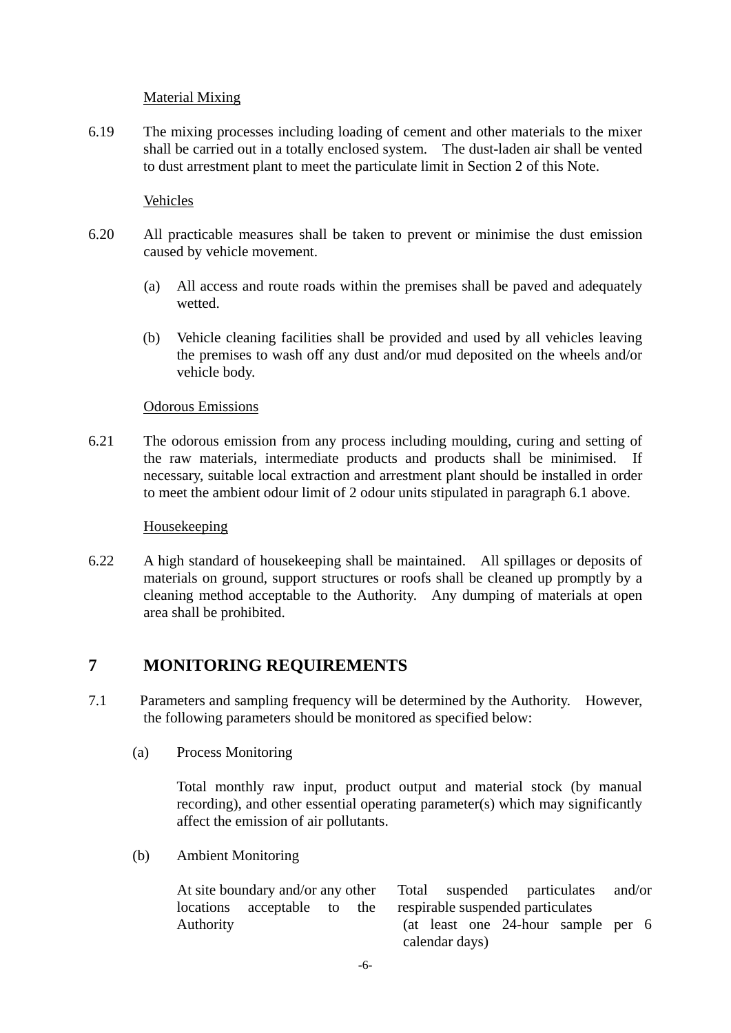Material Mixing

6.19 The mixing processes including loading of cement and other materials to the mixer shall be carried out in a totally enclosed system. The dust-laden air shall be vented to dust arrestment plant to meet the particulate limit in Section 2 of this Note.

Vehicles

6.20 All practicable measures shall be taken to prevent or minimise the dust emission caused by vehicle movement.

(a) All access and route roads within the premises shall be paved and adequately wetted.

(b) Vehicle cleaning facilities shall be provided and used by all vehicles leaving the premises to wash off any dust and/or mud deposited on the wheels and/or vehicle body.

Odorous Emissions

6.21 The odorous emission from any process including moulding, curing and setting of the raw materials, intermediate products and products shall be minimised. If necessary, suitable local extraction and arrestment plant should be installed in order to meet the ambient odour limit of 2 odour units stipulated in paragraph 6.1 above.

Housekeeping

6.22 A high standard of housekeeping shall be maintained. All spillages or deposits of materials on ground, support structures or roofs shall be cleaned up promptly by a cleaning method acceptable to the Authority. Any dumping of materials at open area shall be prohibited.

## 7 MONITORING REQUIREMENTS

7.1 Parameters and sampling frequency will be determined by the Authority. However, the following parameters should be monitored as specified below:

(a) Process Monitoring

Total monthly raw input, product output and material stock (by manual recording), and other essential operating parameter(s) which may significantly affect the emission of air pollutants.

(b) Ambient Monitoring

| | |
|---|---|
| At site boundary and/or any other locations acceptable to the Authority | Total suspended particulates and/or respirable suspended particulates (at least one 24-hour sample per 6 calendar days) |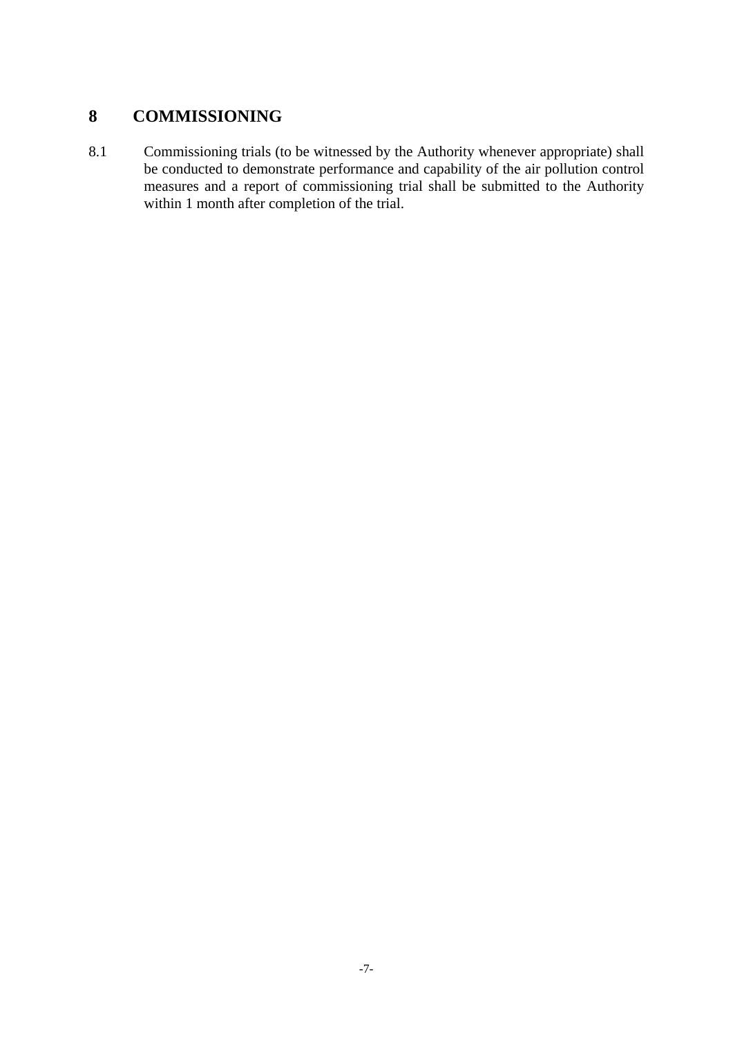## 8 COMMISSIONING

8.1 Commissioning trials (to be witnessed by the Authority whenever appropriate) shall be conducted to demonstrate performance and capability of the air pollution control measures and a report of commissioning trial shall be submitted to the Authority within 1 month after completion of the trial.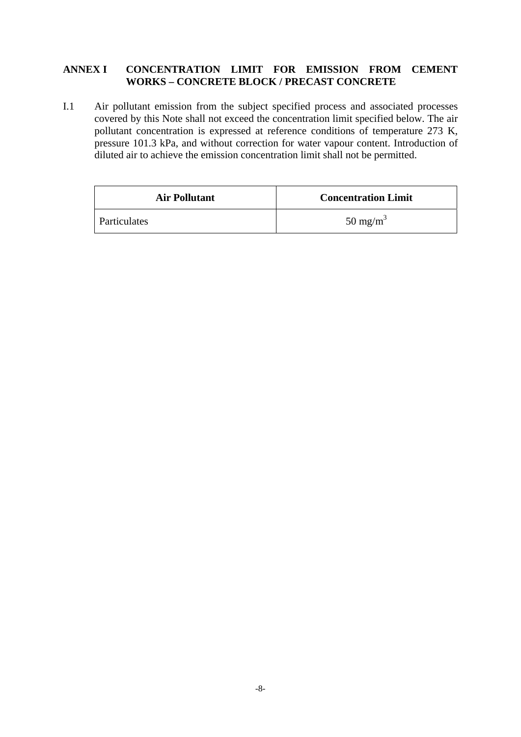## ANNEX I CONCENTRATION LIMIT FOR EMISSION FROM CEMENT WORKS – CONCRETE BLOCK / PRECAST CONCRETE

I.1 Air pollutant emission from the subject specified process and associated processes covered by this Note shall not exceed the concentration limit specified below. The air pollutant concentration is expressed at reference conditions of temperature 273 K, pressure 101.3 kPa, and without correction for water vapour content. Introduction of diluted air to achieve the emission concentration limit shall not be permitted.

| Air Pollutant | Concentration Limit |
|---|---|
| Particulates | 50 $mg/m^3$ |